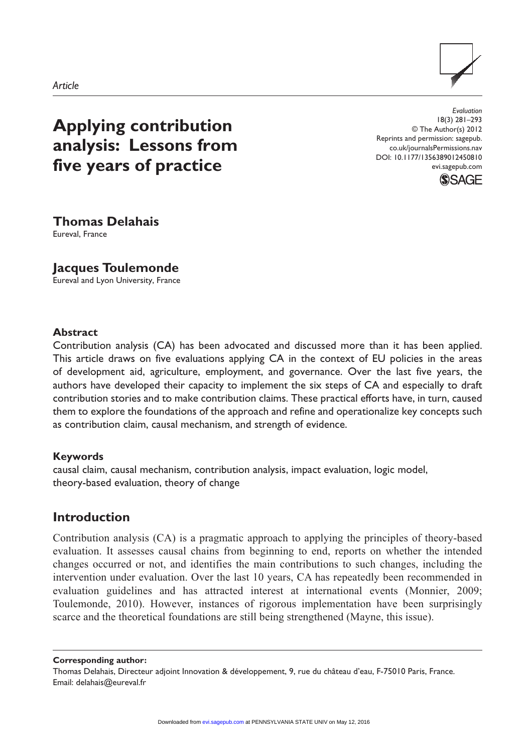*Article*

# Applying contribution analysis: Lessons from five years of practice

**Thomas Delahais**
Eureval, France

**Jacques Toulemonde**
Eureval and Lyon University, France

## Abstract

Contribution analysis (CA) has been advocated and discussed more than it has been applied. This article draws on five evaluations applying CA in the context of EU policies in the areas of development aid, agriculture, employment, and governance. Over the last five years, the authors have developed their capacity to implement the six steps of CA and especially to draft contribution stories and to make contribution claims. These practical efforts have, in turn, caused them to explore the foundations of the approach and refine and operationalize key concepts such as contribution claim, causal mechanism, and strength of evidence.

## Keywords

causal claim, causal mechanism, contribution analysis, impact evaluation, logic model, theory-based evaluation, theory of change

## Introduction

Contribution analysis (CA) is a pragmatic approach to applying the principles of theory-based evaluation. It assesses causal chains from beginning to end, reports on whether the intended changes occurred or not, and identifies the main contributions to such changes, including the intervention under evaluation. Over the last 10 years, CA has repeatedly been recommended in evaluation guidelines and has attracted interest at international events (Monnier, 2009; Toulemonde, 2010). However, instances of rigorous implementation have been surprisingly scarce and the theoretical foundations are still being strengthened (Mayne, this issue).

**Corresponding author:**
Thomas Delahais, Directeur adjoint Innovation & développement, 9, rue du château d'eau, F-75010 Paris, France.
Email: delahais@eureval.fr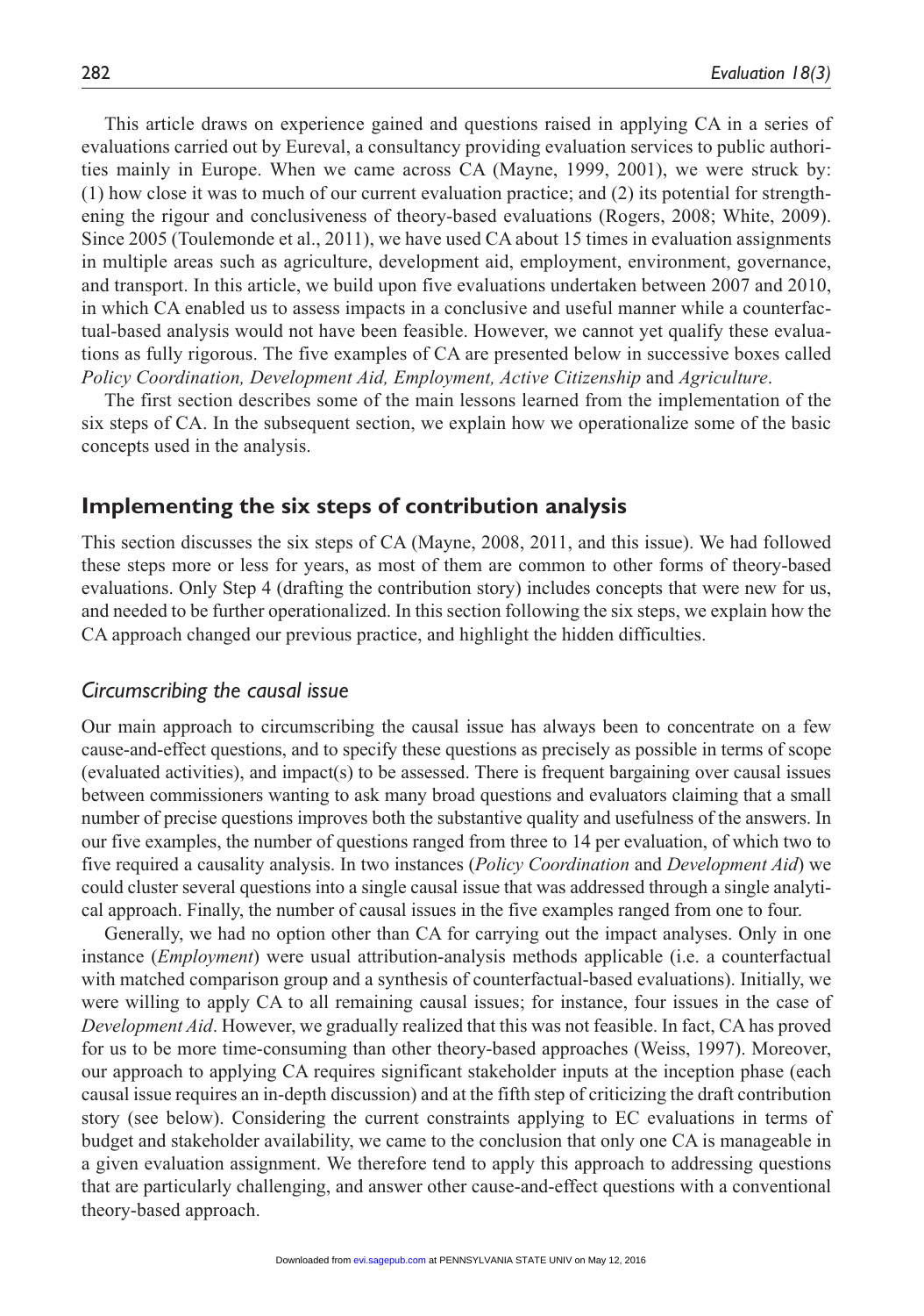This article draws on experience gained and questions raised in applying CA in a series of evaluations carried out by Eureval, a consultancy providing evaluation services to public authorities mainly in Europe. When we came across CA (Mayne, 1999, 2001), we were struck by: (1) how close it was to much of our current evaluation practice; and (2) its potential for strengthening the rigour and conclusiveness of theory-based evaluations (Rogers, 2008; White, 2009). Since 2005 (Toulemonde et al., 2011), we have used CA about 15 times in evaluation assignments in multiple areas such as agriculture, development aid, employment, environment, governance, and transport. In this article, we build upon five evaluations undertaken between 2007 and 2010, in which CA enabled us to assess impacts in a conclusive and useful manner while a counterfactual-based analysis would not have been feasible. However, we cannot yet qualify these evaluations as fully rigorous. The five examples of CA are presented below in successive boxes called *Policy Coordination, Development Aid, Employment, Active Citizenship* and *Agriculture*.

The first section describes some of the main lessons learned from the implementation of the six steps of CA. In the subsequent section, we explain how we operationalize some of the basic concepts used in the analysis.

## Implementing the six steps of contribution analysis

This section discusses the six steps of CA (Mayne, 2008, 2011, and this issue). We had followed these steps more or less for years, as most of them are common to other forms of theory-based evaluations. Only Step 4 (drafting the contribution story) includes concepts that were new for us, and needed to be further operationalized. In this section following the six steps, we explain how the CA approach changed our previous practice, and highlight the hidden difficulties.

### *Circumscribing the causal issue*

Our main approach to circumscribing the causal issue has always been to concentrate on a few cause-and-effect questions, and to specify these questions as precisely as possible in terms of scope (evaluated activities), and impact(s) to be assessed. There is frequent bargaining over causal issues between commissioners wanting to ask many broad questions and evaluators claiming that a small number of precise questions improves both the substantive quality and usefulness of the answers. In our five examples, the number of questions ranged from three to 14 per evaluation, of which two to five required a causality analysis. In two instances (*Policy Coordination* and *Development Aid*) we could cluster several questions into a single causal issue that was addressed through a single analytical approach. Finally, the number of causal issues in the five examples ranged from one to four.

Generally, we had no option other than CA for carrying out the impact analyses. Only in one instance (*Employment*) were usual attribution-analysis methods applicable (i.e. a counterfactual with matched comparison group and a synthesis of counterfactual-based evaluations). Initially, we were willing to apply CA to all remaining causal issues; for instance, four issues in the case of *Development Aid*. However, we gradually realized that this was not feasible. In fact, CA has proved for us to be more time-consuming than other theory-based approaches (Weiss, 1997). Moreover, our approach to applying CA requires significant stakeholder inputs at the inception phase (each causal issue requires an in-depth discussion) and at the fifth step of criticizing the draft contribution story (see below). Considering the current constraints applying to EC evaluations in terms of budget and stakeholder availability, we came to the conclusion that only one CA is manageable in a given evaluation assignment. We therefore tend to apply this approach to addressing questions that are particularly challenging, and answer other cause-and-effect questions with a conventional theory-based approach.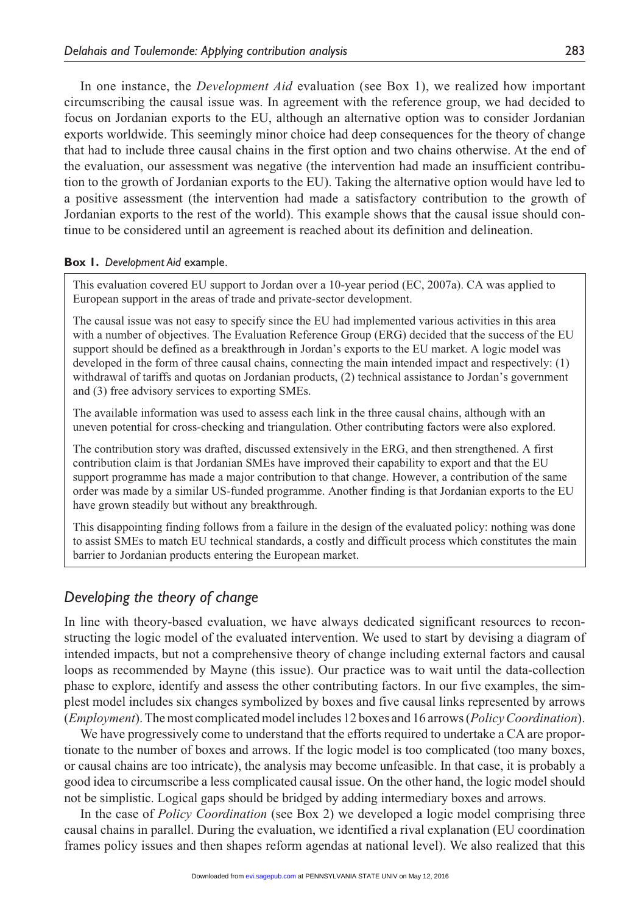In one instance, the *Development Aid* evaluation (see Box 1), we realized how important circumscribing the causal issue was. In agreement with the reference group, we had decided to focus on Jordanian exports to the EU, although an alternative option was to consider Jordanian exports worldwide. This seemingly minor choice had deep consequences for the theory of change that had to include three causal chains in the first option and two chains otherwise. At the end of the evaluation, our assessment was negative (the intervention had made an insufficient contribution to the growth of Jordanian exports to the EU). Taking the alternative option would have led to a positive assessment (the intervention had made a satisfactory contribution to the growth of Jordanian exports to the rest of the world). This example shows that the causal issue should continue to be considered until an agreement is reached about its definition and delineation.

**Box 1.** *Development Aid* example.

> This evaluation covered EU support to Jordan over a 10-year period (EC, 2007a). CA was applied to European support in the areas of trade and private-sector development.
>
> The causal issue was not easy to specify since the EU had implemented various activities in this area with a number of objectives. The Evaluation Reference Group (ERG) decided that the success of the EU support should be defined as a breakthrough in Jordan's exports to the EU market. A logic model was developed in the form of three causal chains, connecting the main intended impact and respectively: (1) withdrawal of tariffs and quotas on Jordanian products, (2) technical assistance to Jordan's government and (3) free advisory services to exporting SMEs.
>
> The available information was used to assess each link in the three causal chains, although with an uneven potential for cross-checking and triangulation. Other contributing factors were also explored.
>
> The contribution story was drafted, discussed extensively in the ERG, and then strengthened. A first contribution claim is that Jordanian SMEs have improved their capability to export and that the EU support programme has made a major contribution to that change. However, a contribution of the same order was made by a similar US-funded programme. Another finding is that Jordanian exports to the EU have grown steadily but without any breakthrough.
>
> This disappointing finding follows from a failure in the design of the evaluated policy: nothing was done to assist SMEs to match EU technical standards, a costly and difficult process which constitutes the main barrier to Jordanian products entering the European market.

## *Developing the theory of change*

In line with theory-based evaluation, we have always dedicated significant resources to reconstructing the logic model of the evaluated intervention. We used to start by devising a diagram of intended impacts, but not a comprehensive theory of change including external factors and causal loops as recommended by Mayne (this issue). Our practice was to wait until the data-collection phase to explore, identify and assess the other contributing factors. In our five examples, the simplest model includes six changes symbolized by boxes and five causal links represented by arrows (*Employment*). The most complicated model includes 12 boxes and 16 arrows (*Policy Coordination*).

We have progressively come to understand that the efforts required to undertake a CA are proportionate to the number of boxes and arrows. If the logic model is too complicated (too many boxes, or causal chains are too intricate), the analysis may become unfeasible. In that case, it is probably a good idea to circumscribe a less complicated causal issue. On the other hand, the logic model should not be simplistic. Logical gaps should be bridged by adding intermediary boxes and arrows.

In the case of *Policy Coordination* (see Box 2) we developed a logic model comprising three causal chains in parallel. During the evaluation, we identified a rival explanation (EU coordination frames policy issues and then shapes reform agendas at national level). We also realized that this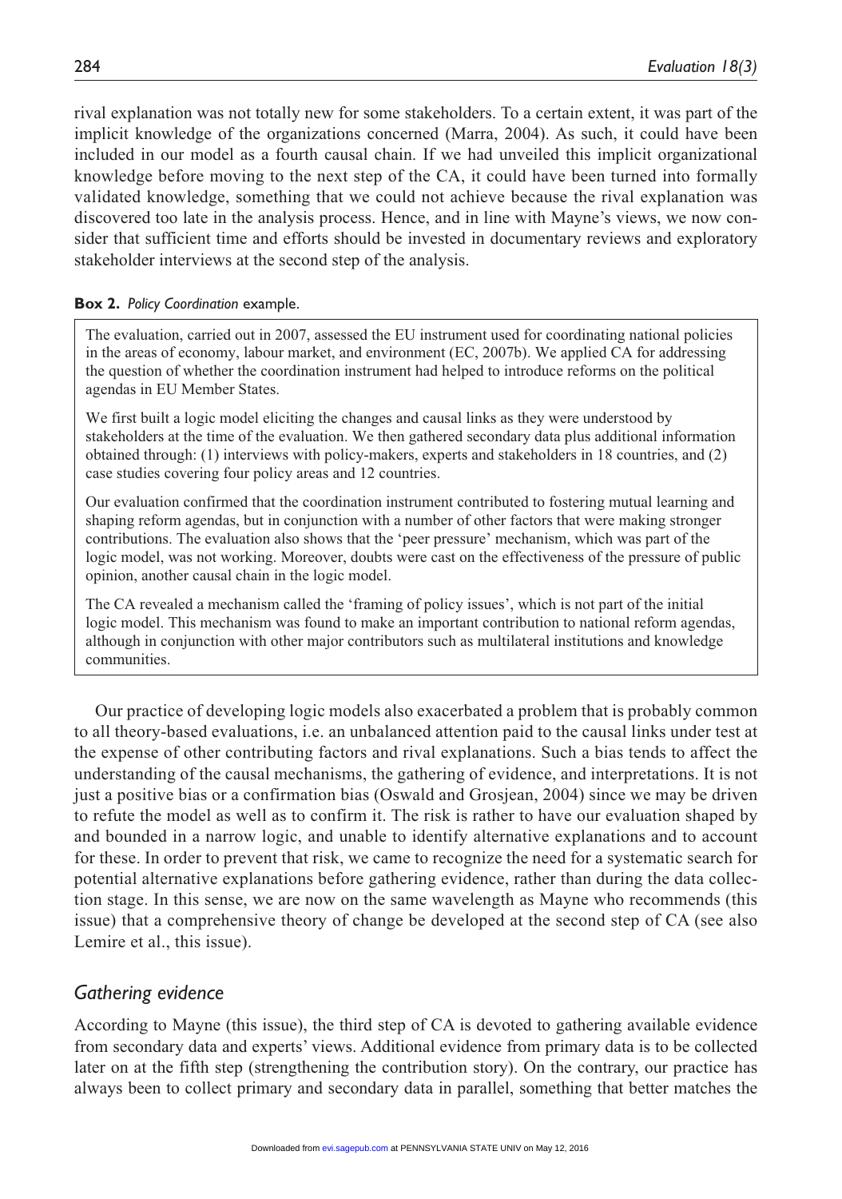rival explanation was not totally new for some stakeholders. To a certain extent, it was part of the implicit knowledge of the organizations concerned (Marra, 2004). As such, it could have been included in our model as a fourth causal chain. If we had unveiled this implicit organizational knowledge before moving to the next step of the CA, it could have been turned into formally validated knowledge, something that we could not achieve because the rival explanation was discovered too late in the analysis process. Hence, and in line with Mayne's views, we now consider that sufficient time and efforts should be invested in documentary reviews and exploratory stakeholder interviews at the second step of the analysis.

**Box 2.** *Policy Coordination* example.

> The evaluation, carried out in 2007, assessed the EU instrument used for coordinating national policies in the areas of economy, labour market, and environment (EC, 2007b). We applied CA for addressing the question of whether the coordination instrument had helped to introduce reforms on the political agendas in EU Member States.
>
> We first built a logic model eliciting the changes and causal links as they were understood by stakeholders at the time of the evaluation. We then gathered secondary data plus additional information obtained through: (1) interviews with policy-makers, experts and stakeholders in 18 countries, and (2) case studies covering four policy areas and 12 countries.
>
> Our evaluation confirmed that the coordination instrument contributed to fostering mutual learning and shaping reform agendas, but in conjunction with a number of other factors that were making stronger contributions. The evaluation also shows that the 'peer pressure' mechanism, which was part of the logic model, was not working. Moreover, doubts were cast on the effectiveness of the pressure of public opinion, another causal chain in the logic model.
>
> The CA revealed a mechanism called the 'framing of policy issues', which is not part of the initial logic model. This mechanism was found to make an important contribution to national reform agendas, although in conjunction with other major contributors such as multilateral institutions and knowledge communities.

Our practice of developing logic models also exacerbated a problem that is probably common to all theory-based evaluations, i.e. an unbalanced attention paid to the causal links under test at the expense of other contributing factors and rival explanations. Such a bias tends to affect the understanding of the causal mechanisms, the gathering of evidence, and interpretations. It is not just a positive bias or a confirmation bias (Oswald and Grosjean, 2004) since we may be driven to refute the model as well as to confirm it. The risk is rather to have our evaluation shaped by and bounded in a narrow logic, and unable to identify alternative explanations and to account for these. In order to prevent that risk, we came to recognize the need for a systematic search for potential alternative explanations before gathering evidence, rather than during the data collection stage. In this sense, we are now on the same wavelength as Mayne who recommends (this issue) that a comprehensive theory of change be developed at the second step of CA (see also Lemire et al., this issue).

## *Gathering evidence*

According to Mayne (this issue), the third step of CA is devoted to gathering available evidence from secondary data and experts' views. Additional evidence from primary data is to be collected later on at the fifth step (strengthening the contribution story). On the contrary, our practice has always been to collect primary and secondary data in parallel, something that better matches the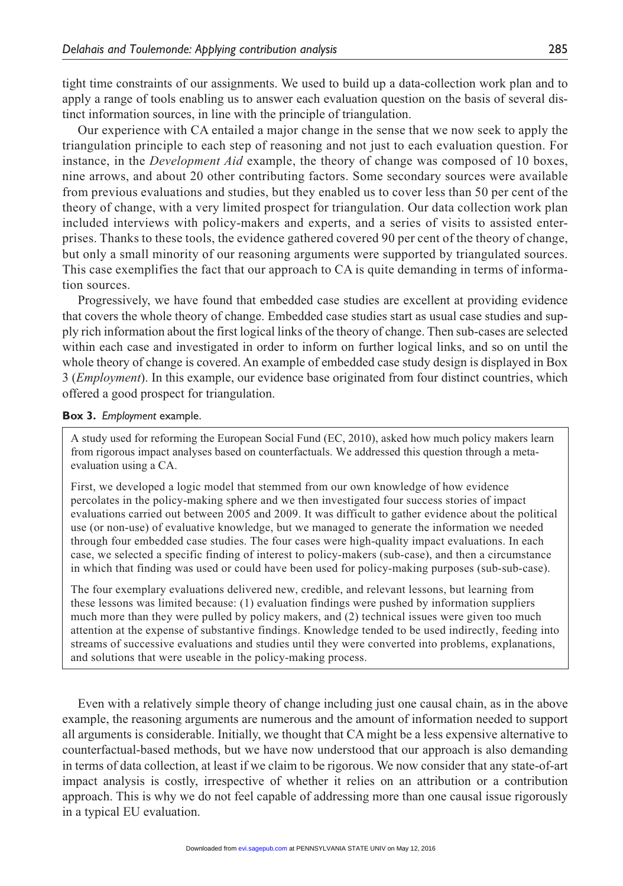tight time constraints of our assignments. We used to build up a data-collection work plan and to apply a range of tools enabling us to answer each evaluation question on the basis of several distinct information sources, in line with the principle of triangulation.

Our experience with CA entailed a major change in the sense that we now seek to apply the triangulation principle to each step of reasoning and not just to each evaluation question. For instance, in the *Development Aid* example, the theory of change was composed of 10 boxes, nine arrows, and about 20 other contributing factors. Some secondary sources were available from previous evaluations and studies, but they enabled us to cover less than 50 per cent of the theory of change, with a very limited prospect for triangulation. Our data collection work plan included interviews with policy-makers and experts, and a series of visits to assisted enterprises. Thanks to these tools, the evidence gathered covered 90 per cent of the theory of change, but only a small minority of our reasoning arguments were supported by triangulated sources. This case exemplifies the fact that our approach to CA is quite demanding in terms of information sources.

Progressively, we have found that embedded case studies are excellent at providing evidence that covers the whole theory of change. Embedded case studies start as usual case studies and supply rich information about the first logical links of the theory of change. Then sub-cases are selected within each case and investigated in order to inform on further logical links, and so on until the whole theory of change is covered. An example of embedded case study design is displayed in Box 3 (*Employment*). In this example, our evidence base originated from four distinct countries, which offered a good prospect for triangulation.

**Box 3.** *Employment* example.

> A study used for reforming the European Social Fund (EC, 2010), asked how much policy makers learn from rigorous impact analyses based on counterfactuals. We addressed this question through a meta-evaluation using a CA.
>
> First, we developed a logic model that stemmed from our own knowledge of how evidence percolates in the policy-making sphere and we then investigated four success stories of impact evaluations carried out between 2005 and 2009. It was difficult to gather evidence about the political use (or non-use) of evaluative knowledge, but we managed to generate the information we needed through four embedded case studies. The four cases were high-quality impact evaluations. In each case, we selected a specific finding of interest to policy-makers (sub-case), and then a circumstance in which that finding was used or could have been used for policy-making purposes (sub-sub-case).
>
> The four exemplary evaluations delivered new, credible, and relevant lessons, but learning from these lessons was limited because: (1) evaluation findings were pushed by information suppliers much more than they were pulled by policy makers, and (2) technical issues were given too much attention at the expense of substantive findings. Knowledge tended to be used indirectly, feeding into streams of successive evaluations and studies until they were converted into problems, explanations, and solutions that were useable in the policy-making process.

Even with a relatively simple theory of change including just one causal chain, as in the above example, the reasoning arguments are numerous and the amount of information needed to support all arguments is considerable. Initially, we thought that CA might be a less expensive alternative to counterfactual-based methods, but we have now understood that our approach is also demanding in terms of data collection, at least if we claim to be rigorous. We now consider that any state-of-art impact analysis is costly, irrespective of whether it relies on an attribution or a contribution approach. This is why we do not feel capable of addressing more than one causal issue rigorously in a typical EU evaluation.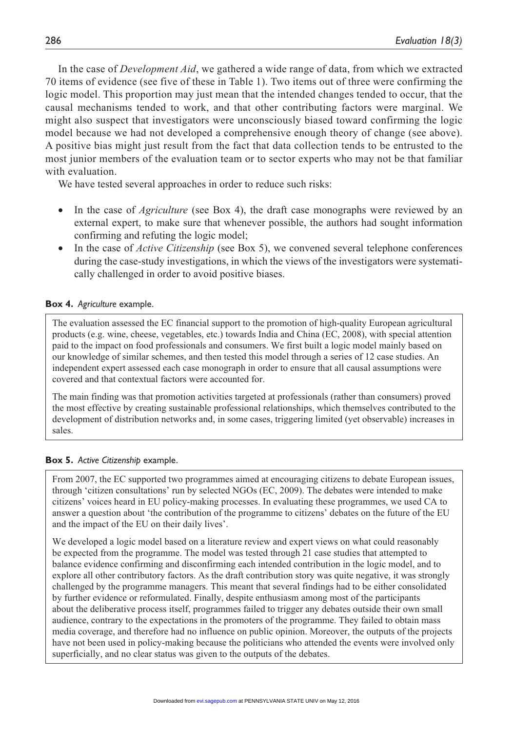In the case of *Development Aid*, we gathered a wide range of data, from which we extracted 70 items of evidence (see five of these in Table 1). Two items out of three were confirming the logic model. This proportion may just mean that the intended changes tended to occur, that the causal mechanisms tended to work, and that other contributing factors were marginal. We might also suspect that investigators were unconsciously biased toward confirming the logic model because we had not developed a comprehensive enough theory of change (see above). A positive bias might just result from the fact that data collection tends to be entrusted to the most junior members of the evaluation team or to sector experts who may not be that familiar with evaluation.

We have tested several approaches in order to reduce such risks:

- In the case of *Agriculture* (see Box 4), the draft case monographs were reviewed by an external expert, to make sure that whenever possible, the authors had sought information confirming and refuting the logic model;
- In the case of *Active Citizenship* (see Box 5), we convened several telephone conferences during the case-study investigations, in which the views of the investigators were systematically challenged in order to avoid positive biases.

**Box 4.** *Agriculture* example.

> The evaluation assessed the EC financial support to the promotion of high-quality European agricultural products (e.g. wine, cheese, vegetables, etc.) towards India and China (EC, 2008), with special attention paid to the impact on food professionals and consumers. We first built a logic model mainly based on our knowledge of similar schemes, and then tested this model through a series of 12 case studies. An independent expert assessed each case monograph in order to ensure that all causal assumptions were covered and that contextual factors were accounted for.
>
> The main finding was that promotion activities targeted at professionals (rather than consumers) proved the most effective by creating sustainable professional relationships, which themselves contributed to the development of distribution networks and, in some cases, triggering limited (yet observable) increases in sales.

**Box 5.** *Active Citizenship* example.

> From 2007, the EC supported two programmes aimed at encouraging citizens to debate European issues, through 'citizen consultations' run by selected NGOs (EC, 2009). The debates were intended to make citizens' voices heard in EU policy-making processes. In evaluating these programmes, we used CA to answer a question about 'the contribution of the programme to citizens' debates on the future of the EU and the impact of the EU on their daily lives'.
>
> We developed a logic model based on a literature review and expert views on what could reasonably be expected from the programme. The model was tested through 21 case studies that attempted to balance evidence confirming and disconfirming each intended contribution in the logic model, and to explore all other contributory factors. As the draft contribution story was quite negative, it was strongly challenged by the programme managers. This meant that several findings had to be either consolidated by further evidence or reformulated. Finally, despite enthusiasm among most of the participants about the deliberative process itself, programmes failed to trigger any debates outside their own small audience, contrary to the expectations in the promoters of the programme. They failed to obtain mass media coverage, and therefore had no influence on public opinion. Moreover, the outputs of the projects have not been used in policy-making because the politicians who attended the events were involved only superficially, and no clear status was given to the outputs of the debates.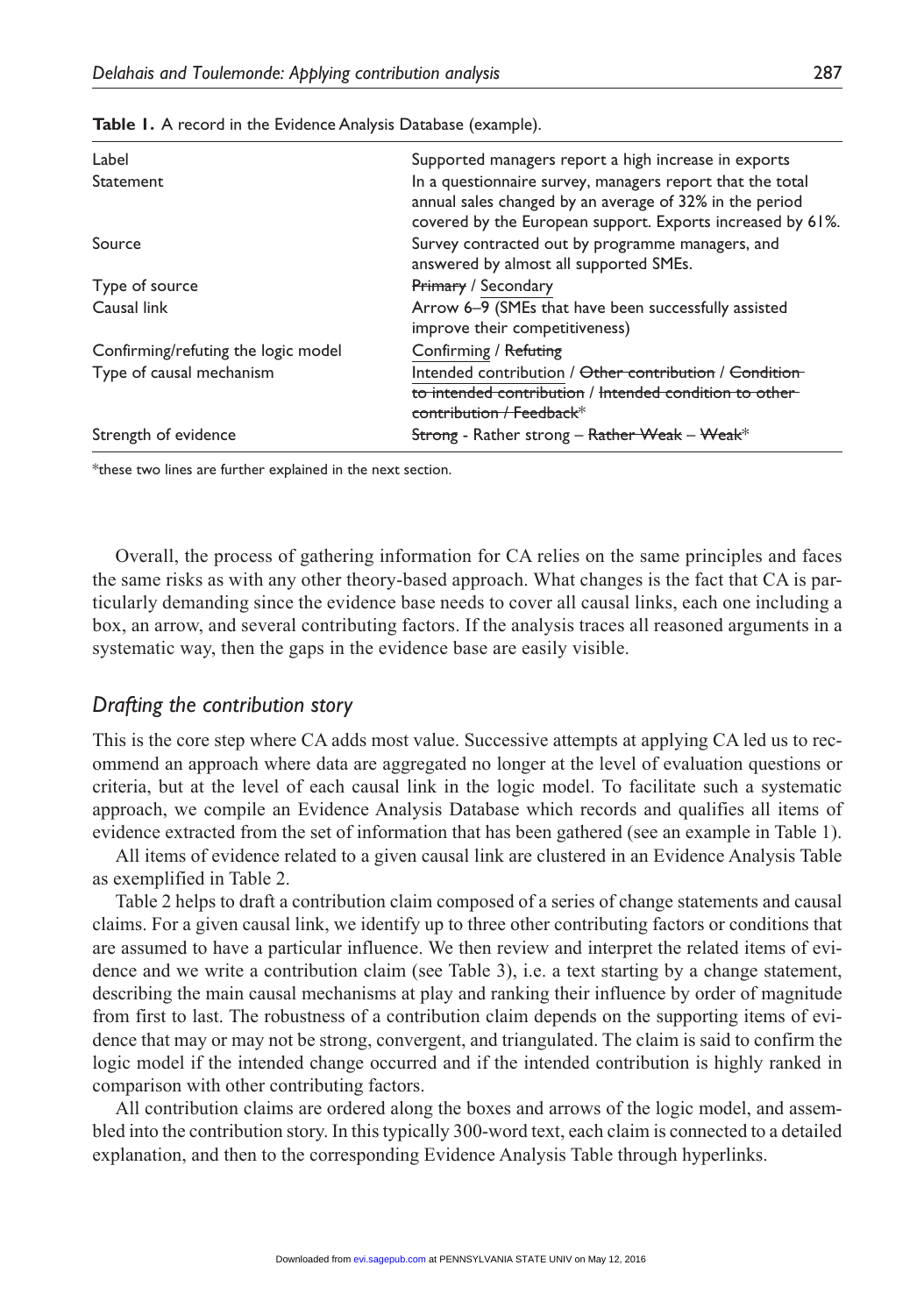**Table 1.** A record in the Evidence Analysis Database (example).

| | |
|---|---|
| Label | Supported managers report a high increase in exports |
| Statement | In a questionnaire survey, managers report that the total annual sales changed by an average of 32% in the period covered by the European support. Exports increased by 61%. |
| Source | Survey contracted out by programme managers, and answered by almost all supported SMEs. |
| Type of source | ~~Primary~~ / Secondary |
| Causal link | Arrow 6–9 (SMEs that have been successfully assisted improve their competitiveness) |
| Confirming/refuting the logic model | Confirming / ~~Refuting~~ |
| Type of causal mechanism | Intended contribution / ~~Other contribution~~ / ~~Condition to intended contribution~~ / ~~Intended condition to other contribution / Feedback~~* |
| Strength of evidence | ~~Strong~~ - Rather strong – ~~Rather Weak~~ – ~~Weak~~* |

*these two lines are further explained in the next section.

Overall, the process of gathering information for CA relies on the same principles and faces the same risks as with any other theory-based approach. What changes is the fact that CA is particularly demanding since the evidence base needs to cover all causal links, each one including a box, an arrow, and several contributing factors. If the analysis traces all reasoned arguments in a systematic way, then the gaps in the evidence base are easily visible.

### *Drafting the contribution story*

This is the core step where CA adds most value. Successive attempts at applying CA led us to recommend an approach where data are aggregated no longer at the level of evaluation questions or criteria, but at the level of each causal link in the logic model. To facilitate such a systematic approach, we compile an Evidence Analysis Database which records and qualifies all items of evidence extracted from the set of information that has been gathered (see an example in Table 1).

All items of evidence related to a given causal link are clustered in an Evidence Analysis Table as exemplified in Table 2.

Table 2 helps to draft a contribution claim composed of a series of change statements and causal claims. For a given causal link, we identify up to three other contributing factors or conditions that are assumed to have a particular influence. We then review and interpret the related items of evidence and we write a contribution claim (see Table 3), i.e. a text starting by a change statement, describing the main causal mechanisms at play and ranking their influence by order of magnitude from first to last. The robustness of a contribution claim depends on the supporting items of evidence that may or may not be strong, convergent, and triangulated. The claim is said to confirm the logic model if the intended change occurred and if the intended contribution is highly ranked in comparison with other contributing factors.

All contribution claims are ordered along the boxes and arrows of the logic model, and assembled into the contribution story. In this typically 300-word text, each claim is connected to a detailed explanation, and then to the corresponding Evidence Analysis Table through hyperlinks.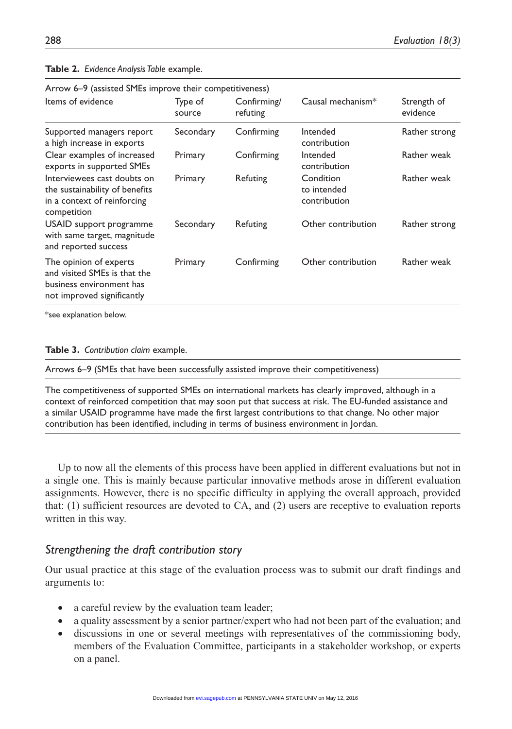**Table 2.** *Evidence Analysis Table* example.

| Arrow 6–9 (assisted SMEs improve their competitiveness) | | | | |
|---|---|---|---|---|
| Items of evidence | Type of source | Confirming/ refuting | Causal mechanism* | Strength of evidence |
| Supported managers report a high increase in exports | Secondary | Confirming | Intended contribution | Rather strong |
| Clear examples of increased exports in supported SMEs | Primary | Confirming | Intended contribution | Rather weak |
| Interviewees cast doubts on the sustainability of benefits in a context of reinforcing competition | Primary | Refuting | Condition to intended contribution | Rather weak |
| USAID support programme with same target, magnitude and reported success | Secondary | Refuting | Other contribution | Rather strong |
| The opinion of experts and visited SMEs is that the business environment has not improved significantly | Primary | Confirming | Other contribution | Rather weak |

*see explanation below.

**Table 3.** *Contribution claim* example.

| Arrows 6–9 (SMEs that have been successfully assisted improve their competitiveness) |
|---|
| The competitiveness of supported SMEs on international markets has clearly improved, although in a context of reinforced competition that may soon put that success at risk. The EU-funded assistance and a similar USAID programme have made the first largest contributions to that change. No other major contribution has been identified, including in terms of business environment in Jordan. |

Up to now all the elements of this process have been applied in different evaluations but not in a single one. This is mainly because particular innovative methods arose in different evaluation assignments. However, there is no specific difficulty in applying the overall approach, provided that: (1) sufficient resources are devoted to CA, and (2) users are receptive to evaluation reports written in this way.

## *Strengthening the draft contribution story*

Our usual practice at this stage of the evaluation process was to submit our draft findings and arguments to:

- a careful review by the evaluation team leader;
- a quality assessment by a senior partner/expert who had not been part of the evaluation; and
- discussions in one or several meetings with representatives of the commissioning body, members of the Evaluation Committee, participants in a stakeholder workshop, or experts on a panel.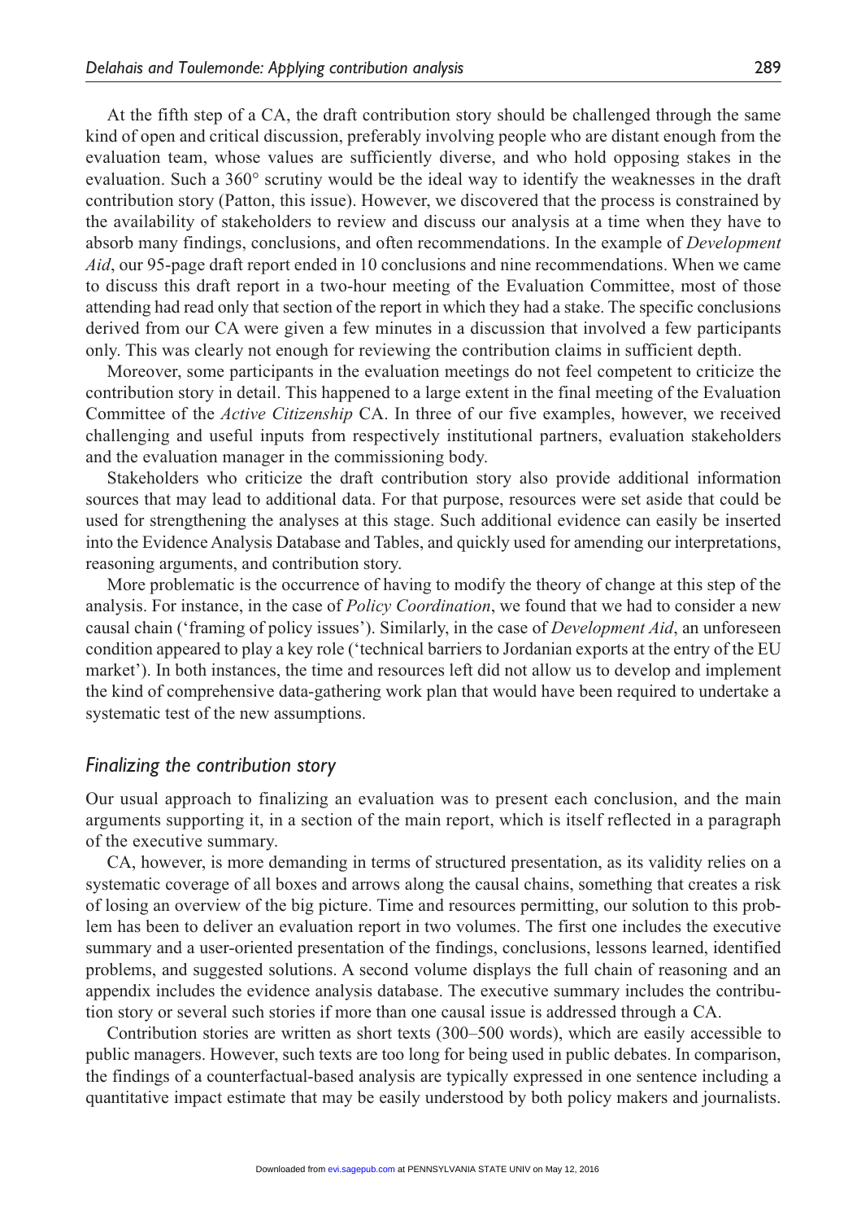At the fifth step of a CA, the draft contribution story should be challenged through the same kind of open and critical discussion, preferably involving people who are distant enough from the evaluation team, whose values are sufficiently diverse, and who hold opposing stakes in the evaluation. Such a 360° scrutiny would be the ideal way to identify the weaknesses in the draft contribution story (Patton, this issue). However, we discovered that the process is constrained by the availability of stakeholders to review and discuss our analysis at a time when they have to absorb many findings, conclusions, and often recommendations. In the example of *Development Aid*, our 95-page draft report ended in 10 conclusions and nine recommendations. When we came to discuss this draft report in a two-hour meeting of the Evaluation Committee, most of those attending had read only that section of the report in which they had a stake. The specific conclusions derived from our CA were given a few minutes in a discussion that involved a few participants only. This was clearly not enough for reviewing the contribution claims in sufficient depth.

Moreover, some participants in the evaluation meetings do not feel competent to criticize the contribution story in detail. This happened to a large extent in the final meeting of the Evaluation Committee of the *Active Citizenship* CA. In three of our five examples, however, we received challenging and useful inputs from respectively institutional partners, evaluation stakeholders and the evaluation manager in the commissioning body.

Stakeholders who criticize the draft contribution story also provide additional information sources that may lead to additional data. For that purpose, resources were set aside that could be used for strengthening the analyses at this stage. Such additional evidence can easily be inserted into the Evidence Analysis Database and Tables, and quickly used for amending our interpretations, reasoning arguments, and contribution story.

More problematic is the occurrence of having to modify the theory of change at this step of the analysis. For instance, in the case of *Policy Coordination*, we found that we had to consider a new causal chain ('framing of policy issues'). Similarly, in the case of *Development Aid*, an unforeseen condition appeared to play a key role ('technical barriers to Jordanian exports at the entry of the EU market'). In both instances, the time and resources left did not allow us to develop and implement the kind of comprehensive data-gathering work plan that would have been required to undertake a systematic test of the new assumptions.

### *Finalizing the contribution story*

Our usual approach to finalizing an evaluation was to present each conclusion, and the main arguments supporting it, in a section of the main report, which is itself reflected in a paragraph of the executive summary.

CA, however, is more demanding in terms of structured presentation, as its validity relies on a systematic coverage of all boxes and arrows along the causal chains, something that creates a risk of losing an overview of the big picture. Time and resources permitting, our solution to this problem has been to deliver an evaluation report in two volumes. The first one includes the executive summary and a user-oriented presentation of the findings, conclusions, lessons learned, identified problems, and suggested solutions. A second volume displays the full chain of reasoning and an appendix includes the evidence analysis database. The executive summary includes the contribution story or several such stories if more than one causal issue is addressed through a CA.

Contribution stories are written as short texts (300–500 words), which are easily accessible to public managers. However, such texts are too long for being used in public debates. In comparison, the findings of a counterfactual-based analysis are typically expressed in one sentence including a quantitative impact estimate that may be easily understood by both policy makers and journalists.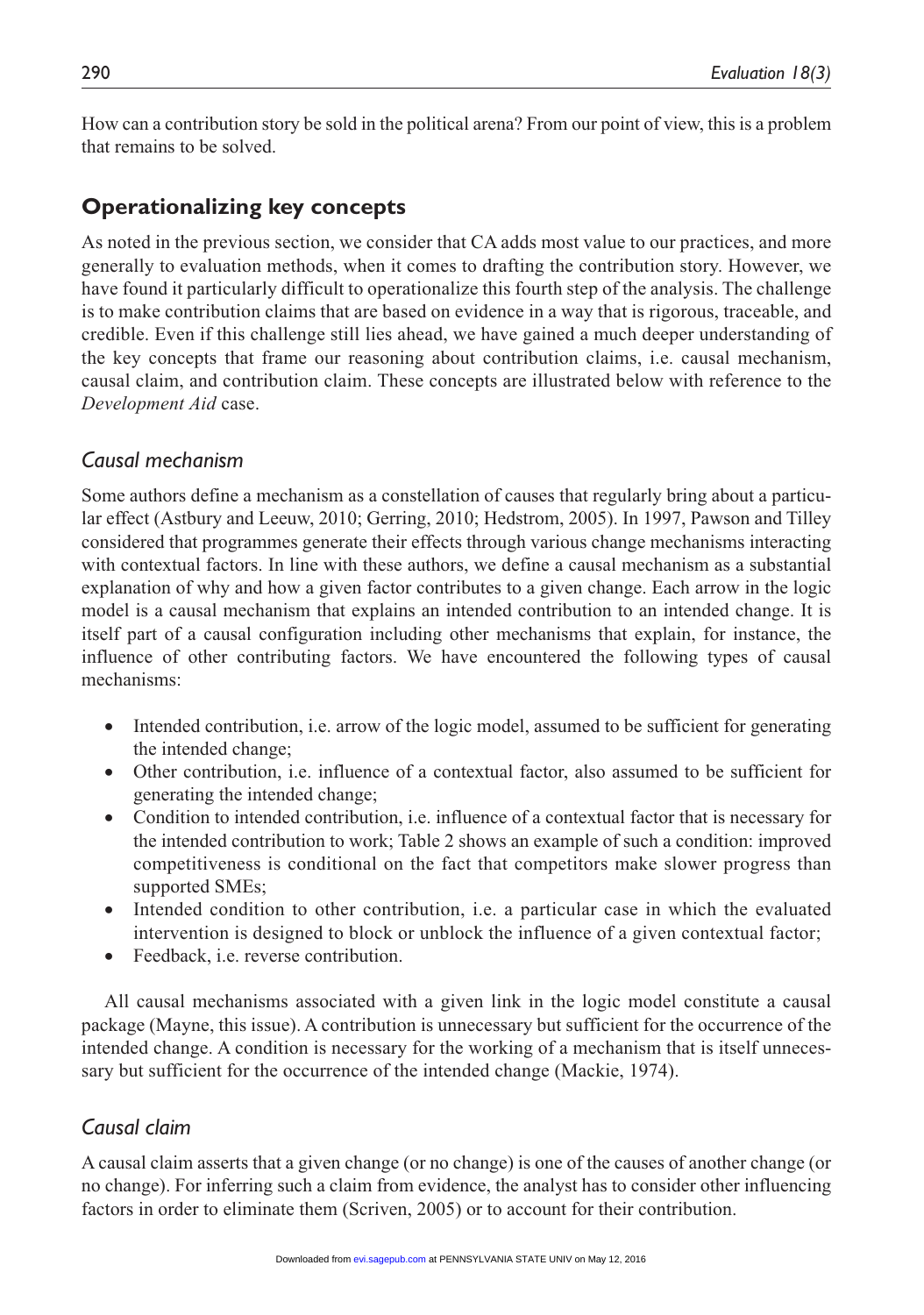How can a contribution story be sold in the political arena? From our point of view, this is a problem that remains to be solved.

## Operationalizing key concepts

As noted in the previous section, we consider that CA adds most value to our practices, and more generally to evaluation methods, when it comes to drafting the contribution story. However, we have found it particularly difficult to operationalize this fourth step of the analysis. The challenge is to make contribution claims that are based on evidence in a way that is rigorous, traceable, and credible. Even if this challenge still lies ahead, we have gained a much deeper understanding of the key concepts that frame our reasoning about contribution claims, i.e. causal mechanism, causal claim, and contribution claim. These concepts are illustrated below with reference to the *Development Aid* case.

### *Causal mechanism*

Some authors define a mechanism as a constellation of causes that regularly bring about a particular effect (Astbury and Leeuw, 2010; Gerring, 2010; Hedstrom, 2005). In 1997, Pawson and Tilley considered that programmes generate their effects through various change mechanisms interacting with contextual factors. In line with these authors, we define a causal mechanism as a substantial explanation of why and how a given factor contributes to a given change. Each arrow in the logic model is a causal mechanism that explains an intended contribution to an intended change. It is itself part of a causal configuration including other mechanisms that explain, for instance, the influence of other contributing factors. We have encountered the following types of causal mechanisms:

- Intended contribution, i.e. arrow of the logic model, assumed to be sufficient for generating the intended change;
- Other contribution, i.e. influence of a contextual factor, also assumed to be sufficient for generating the intended change;
- Condition to intended contribution, i.e. influence of a contextual factor that is necessary for the intended contribution to work; Table 2 shows an example of such a condition: improved competitiveness is conditional on the fact that competitors make slower progress than supported SMEs;
- Intended condition to other contribution, i.e. a particular case in which the evaluated intervention is designed to block or unblock the influence of a given contextual factor;
- Feedback, i.e. reverse contribution.

All causal mechanisms associated with a given link in the logic model constitute a causal package (Mayne, this issue). A contribution is unnecessary but sufficient for the occurrence of the intended change. A condition is necessary for the working of a mechanism that is itself unnecessary but sufficient for the occurrence of the intended change (Mackie, 1974).

### *Causal claim*

A causal claim asserts that a given change (or no change) is one of the causes of another change (or no change). For inferring such a claim from evidence, the analyst has to consider other influencing factors in order to eliminate them (Scriven, 2005) or to account for their contribution.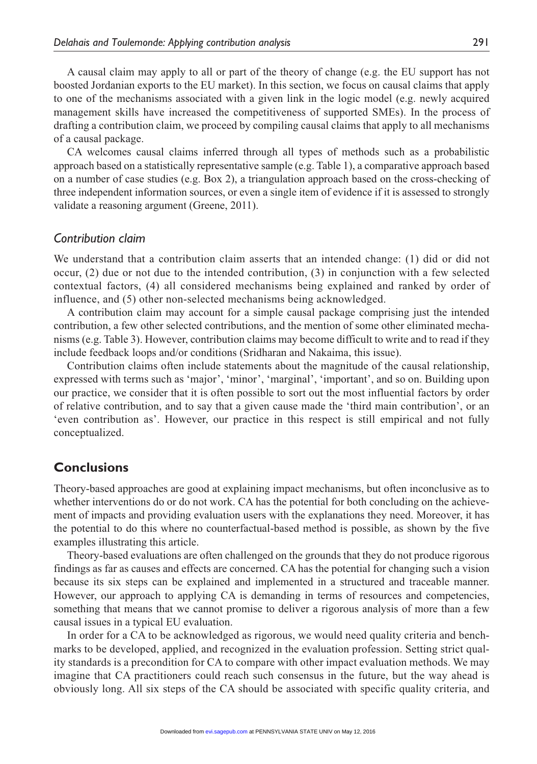A causal claim may apply to all or part of the theory of change (e.g. the EU support has not boosted Jordanian exports to the EU market). In this section, we focus on causal claims that apply to one of the mechanisms associated with a given link in the logic model (e.g. newly acquired management skills have increased the competitiveness of supported SMEs). In the process of drafting a contribution claim, we proceed by compiling causal claims that apply to all mechanisms of a causal package.

CA welcomes causal claims inferred through all types of methods such as a probabilistic approach based on a statistically representative sample (e.g. Table 1), a comparative approach based on a number of case studies (e.g. Box 2), a triangulation approach based on the cross-checking of three independent information sources, or even a single item of evidence if it is assessed to strongly validate a reasoning argument (Greene, 2011).

### *Contribution claim*

We understand that a contribution claim asserts that an intended change: (1) did or did not occur, (2) due or not due to the intended contribution, (3) in conjunction with a few selected contextual factors, (4) all considered mechanisms being explained and ranked by order of influence, and (5) other non-selected mechanisms being acknowledged.

A contribution claim may account for a simple causal package comprising just the intended contribution, a few other selected contributions, and the mention of some other eliminated mechanisms (e.g. Table 3). However, contribution claims may become difficult to write and to read if they include feedback loops and/or conditions (Sridharan and Nakaima, this issue).

Contribution claims often include statements about the magnitude of the causal relationship, expressed with terms such as 'major', 'minor', 'marginal', 'important', and so on. Building upon our practice, we consider that it is often possible to sort out the most influential factors by order of relative contribution, and to say that a given cause made the 'third main contribution', or an 'even contribution as'. However, our practice in this respect is still empirical and not fully conceptualized.

## **Conclusions**

Theory-based approaches are good at explaining impact mechanisms, but often inconclusive as to whether interventions do or do not work. CA has the potential for both concluding on the achievement of impacts and providing evaluation users with the explanations they need. Moreover, it has the potential to do this where no counterfactual-based method is possible, as shown by the five examples illustrating this article.

Theory-based evaluations are often challenged on the grounds that they do not produce rigorous findings as far as causes and effects are concerned. CA has the potential for changing such a vision because its six steps can be explained and implemented in a structured and traceable manner. However, our approach to applying CA is demanding in terms of resources and competencies, something that means that we cannot promise to deliver a rigorous analysis of more than a few causal issues in a typical EU evaluation.

In order for a CA to be acknowledged as rigorous, we would need quality criteria and benchmarks to be developed, applied, and recognized in the evaluation profession. Setting strict quality standards is a precondition for CA to compare with other impact evaluation methods. We may imagine that CA practitioners could reach such consensus in the future, but the way ahead is obviously long. All six steps of the CA should be associated with specific quality criteria, and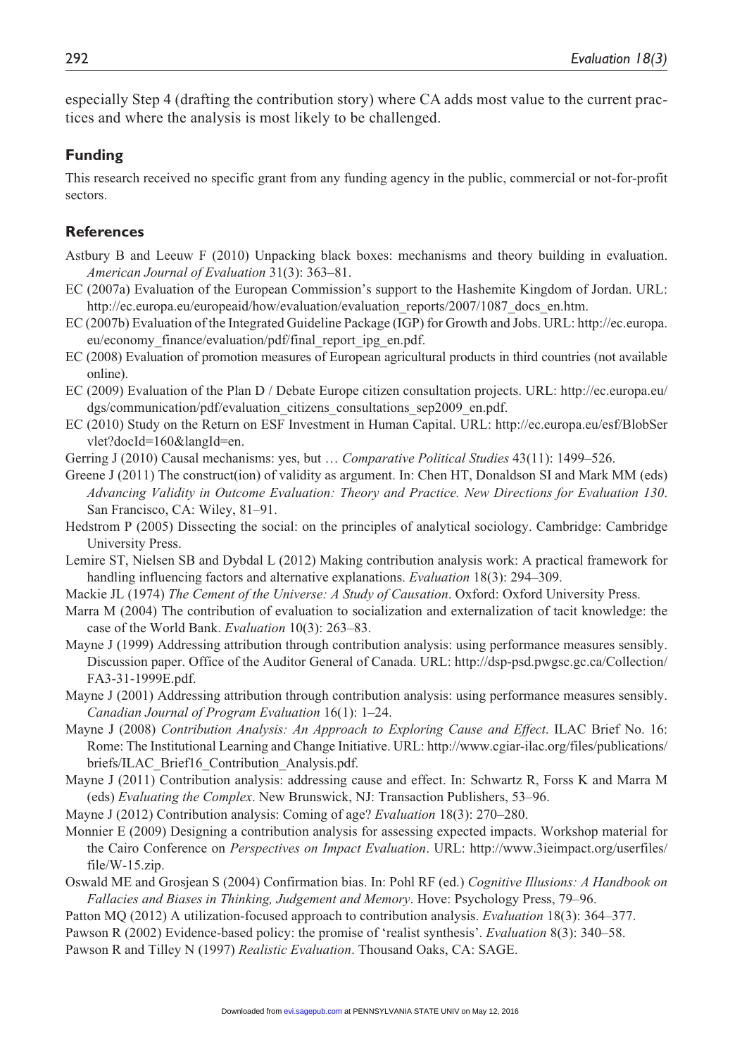especially Step 4 (drafting the contribution story) where CA adds most value to the current practices and where the analysis is most likely to be challenged.

## Funding

This research received no specific grant from any funding agency in the public, commercial or not-for-profit sectors.

## References

Astbury B and Leeuw F (2010) Unpacking black boxes: mechanisms and theory building in evaluation. *American Journal of Evaluation* 31(3): 363–81.

EC (2007a) Evaluation of the European Commission's support to the Hashemite Kingdom of Jordan. URL: http://ec.europa.eu/europeaid/how/evaluation/evaluation_reports/2007/1087_docs_en.htm.

EC (2007b) Evaluation of the Integrated Guideline Package (IGP) for Growth and Jobs. URL: http://ec.europa.eu/economy_finance/evaluation/pdf/final_report_ipg_en.pdf.

EC (2008) Evaluation of promotion measures of European agricultural products in third countries (not available online).

EC (2009) Evaluation of the Plan D / Debate Europe citizen consultation projects. URL: http://ec.europa.eu/dgs/communication/pdf/evaluation_citizens_consultations_sep2009_en.pdf.

EC (2010) Study on the Return on ESF Investment in Human Capital. URL: http://ec.europa.eu/esf/BlobServlet?docId=160&langId=en.

Gerring J (2010) Causal mechanisms: yes, but … *Comparative Political Studies* 43(11): 1499–526.

Greene J (2011) The construct(ion) of validity as argument. In: Chen HT, Donaldson SI and Mark MM (eds) *Advancing Validity in Outcome Evaluation: Theory and Practice. New Directions for Evaluation 130*. San Francisco, CA: Wiley, 81–91.

Hedstrom P (2005) Dissecting the social: on the principles of analytical sociology. Cambridge: Cambridge University Press.

Lemire ST, Nielsen SB and Dybdal L (2012) Making contribution analysis work: A practical framework for handling influencing factors and alternative explanations. *Evaluation* 18(3): 294–309.

Mackie JL (1974) *The Cement of the Universe: A Study of Causation*. Oxford: Oxford University Press.

Marra M (2004) The contribution of evaluation to socialization and externalization of tacit knowledge: the case of the World Bank. *Evaluation* 10(3): 263–83.

Mayne J (1999) Addressing attribution through contribution analysis: using performance measures sensibly. Discussion paper. Office of the Auditor General of Canada. URL: http://dsp-psd.pwgsc.gc.ca/Collection/FA3-31-1999E.pdf.

Mayne J (2001) Addressing attribution through contribution analysis: using performance measures sensibly. *Canadian Journal of Program Evaluation* 16(1): 1–24.

Mayne J (2008) *Contribution Analysis: An Approach to Exploring Cause and Effect*. ILAC Brief No. 16: Rome: The Institutional Learning and Change Initiative. URL: http://www.cgiar-ilac.org/files/publications/briefs/ILAC_Brief16_Contribution_Analysis.pdf.

Mayne J (2011) Contribution analysis: addressing cause and effect. In: Schwartz R, Forss K and Marra M (eds) *Evaluating the Complex*. New Brunswick, NJ: Transaction Publishers, 53–96.

Mayne J (2012) Contribution analysis: Coming of age? *Evaluation* 18(3): 270–280.

Monnier E (2009) Designing a contribution analysis for assessing expected impacts. Workshop material for the Cairo Conference on *Perspectives on Impact Evaluation*. URL: http://www.3ieimpact.org/userfiles/file/W-15.zip.

Oswald ME and Grosjean S (2004) Confirmation bias. In: Pohl RF (ed.) *Cognitive Illusions: A Handbook on Fallacies and Biases in Thinking, Judgement and Memory*. Hove: Psychology Press, 79–96.

Patton MQ (2012) A utilization-focused approach to contribution analysis. *Evaluation* 18(3): 364–377.

Pawson R (2002) Evidence-based policy: the promise of 'realist synthesis'. *Evaluation* 8(3): 340–58.

Pawson R and Tilley N (1997) *Realistic Evaluation*. Thousand Oaks, CA: SAGE.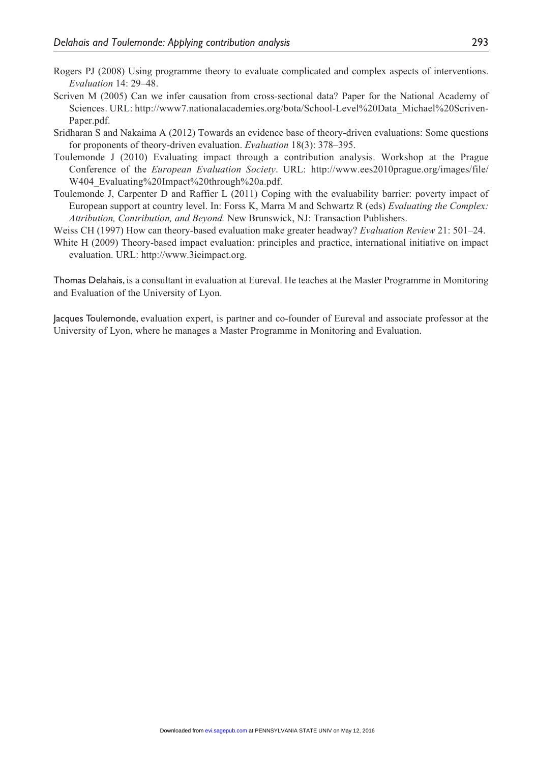Rogers PJ (2008) Using programme theory to evaluate complicated and complex aspects of interventions. *Evaluation* 14: 29–48.

Scriven M (2005) Can we infer causation from cross-sectional data? Paper for the National Academy of Sciences. URL: http://www7.nationalacademies.org/bota/School-Level%20Data_Michael%20Scriven-Paper.pdf.

Sridharan S and Nakaima A (2012) Towards an evidence base of theory-driven evaluations: Some questions for proponents of theory-driven evaluation. *Evaluation* 18(3): 378–395.

Toulemonde J (2010) Evaluating impact through a contribution analysis. Workshop at the Prague Conference of the *European Evaluation Society*. URL: http://www.ees2010prague.org/images/file/W404_Evaluating%20Impact%20through%20a.pdf.

Toulemonde J, Carpenter D and Raffier L (2011) Coping with the evaluability barrier: poverty impact of European support at country level. In: Forss K, Marra M and Schwartz R (eds) *Evaluating the Complex: Attribution, Contribution, and Beyond.* New Brunswick, NJ: Transaction Publishers.

Weiss CH (1997) How can theory-based evaluation make greater headway? *Evaluation Review* 21: 501–24.

White H (2009) Theory-based impact evaluation: principles and practice, international initiative on impact evaluation. URL: http://www.3ieimpact.org.

Thomas Delahais, is a consultant in evaluation at Eureval. He teaches at the Master Programme in Monitoring and Evaluation of the University of Lyon.

Jacques Toulemonde, evaluation expert, is partner and co-founder of Eureval and associate professor at the University of Lyon, where he manages a Master Programme in Monitoring and Evaluation.